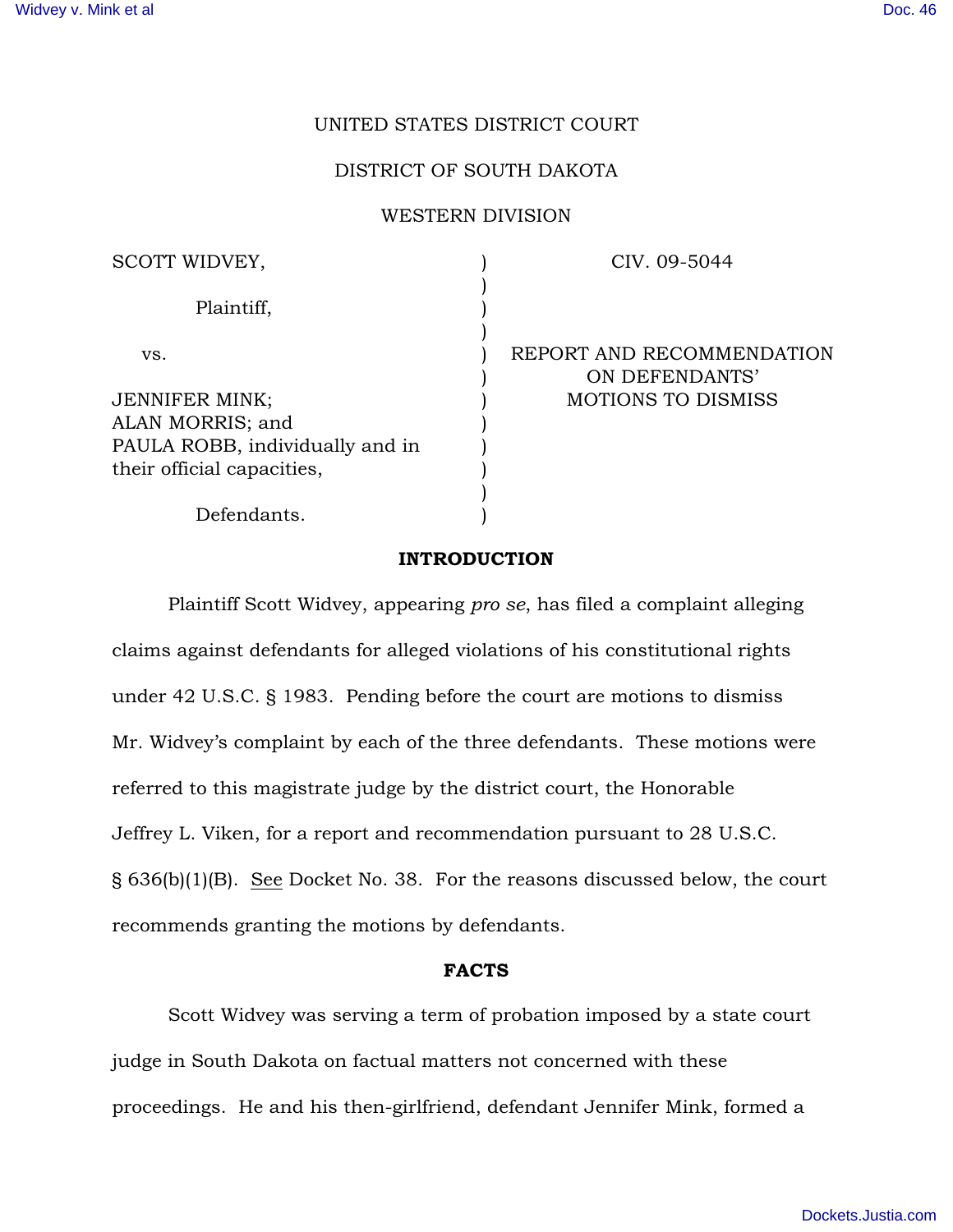UNITED STATES DISTRICT COURT

DISTRICT OF SOUTH DAKOTA

WESTERN DIVISION

| | | |
|---|---|---|
| SCOTT WIDVEY,<br><br>Plaintiff,<br><br>vs.<br><br>JENNIFER MINK;<br>ALAN MORRIS; and<br>PAULA ROBB, individually and in their official capacities,<br><br>Defendants. | ) | CIV. 09-5044<br><br>REPORT AND RECOMMENDATION ON DEFENDANTS' MOTIONS TO DISMISS |

## INTRODUCTION

Plaintiff Scott Widvey, appearing *pro se*, has filed a complaint alleging claims against defendants for alleged violations of his constitutional rights under 42 U.S.C. § 1983. Pending before the court are motions to dismiss Mr. Widvey's complaint by each of the three defendants. These motions were referred to this magistrate judge by the district court, the Honorable Jeffrey L. Viken, for a report and recommendation pursuant to 28 U.S.C. § 636(b)(1)(B). See Docket No. 38. For the reasons discussed below, the court recommends granting the motions by defendants.

## FACTS

Scott Widvey was serving a term of probation imposed by a state court judge in South Dakota on factual matters not concerned with these proceedings. He and his then-girlfriend, defendant Jennifer Mink, formed a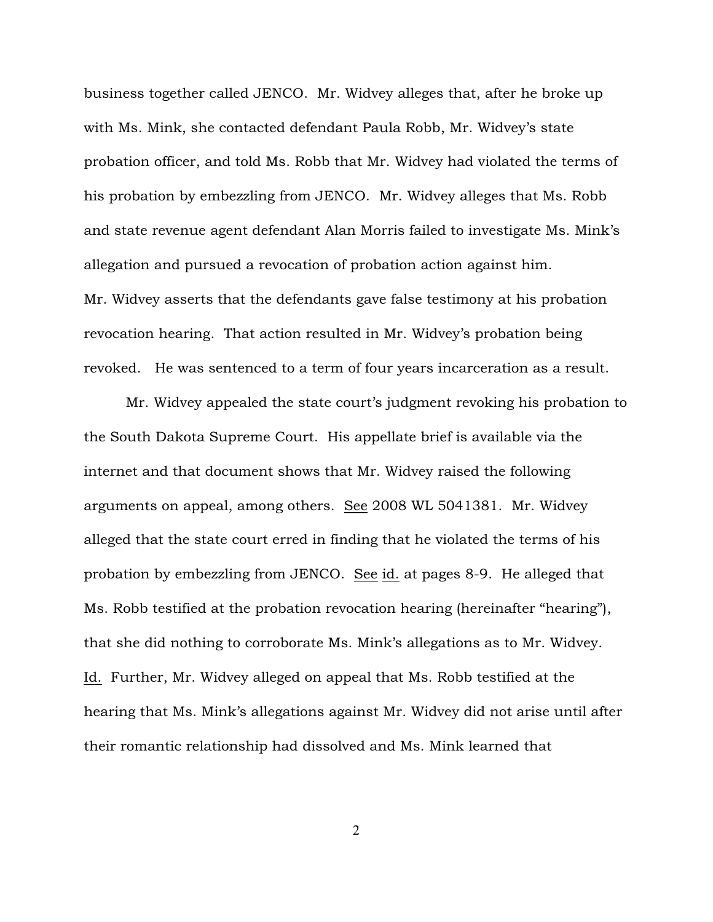business together called JENCO. Mr. Widvey alleges that, after he broke up with Ms. Mink, she contacted defendant Paula Robb, Mr. Widvey's state probation officer, and told Ms. Robb that Mr. Widvey had violated the terms of his probation by embezzling from JENCO. Mr. Widvey alleges that Ms. Robb and state revenue agent defendant Alan Morris failed to investigate Ms. Mink's allegation and pursued a revocation of probation action against him. Mr. Widvey asserts that the defendants gave false testimony at his probation revocation hearing. That action resulted in Mr. Widvey's probation being revoked. He was sentenced to a term of four years incarceration as a result.

Mr. Widvey appealed the state court's judgment revoking his probation to the South Dakota Supreme Court. His appellate brief is available via the internet and that document shows that Mr. Widvey raised the following arguments on appeal, among others. <u>See</u> 2008 WL 5041381. Mr. Widvey alleged that the state court erred in finding that he violated the terms of his probation by embezzling from JENCO. <u>See</u> <u>id.</u> at pages 8-9. He alleged that Ms. Robb testified at the probation revocation hearing (hereinafter "hearing"), that she did nothing to corroborate Ms. Mink's allegations as to Mr. Widvey. <u>Id.</u> Further, Mr. Widvey alleged on appeal that Ms. Robb testified at the hearing that Ms. Mink's allegations against Mr. Widvey did not arise until after their romantic relationship had dissolved and Ms. Mink learned that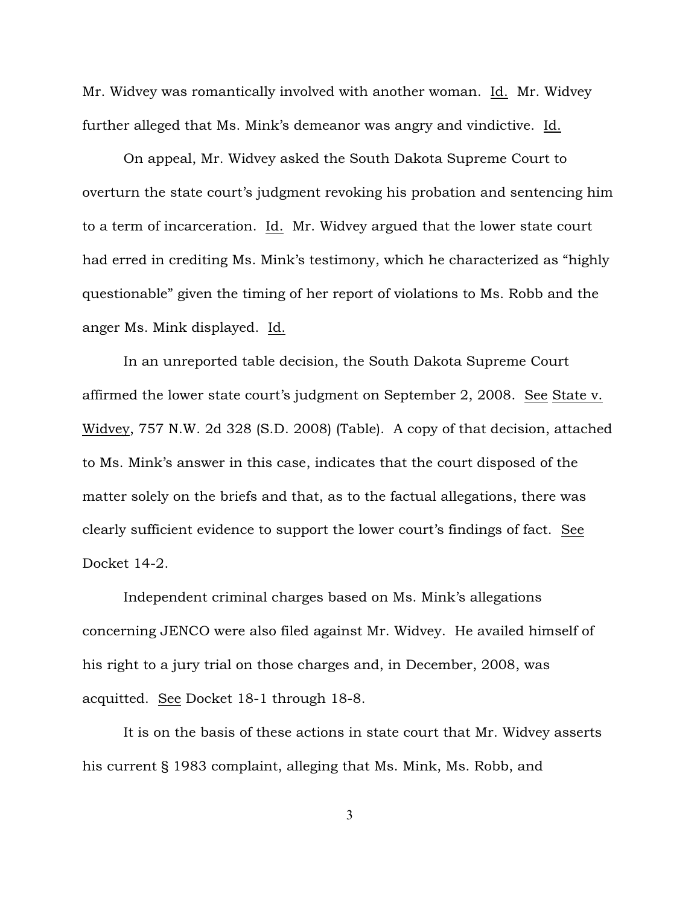Mr. Widvey was romantically involved with another woman. Id. Mr. Widvey further alleged that Ms. Mink's demeanor was angry and vindictive. Id.

On appeal, Mr. Widvey asked the South Dakota Supreme Court to overturn the state court's judgment revoking his probation and sentencing him to a term of incarceration. Id. Mr. Widvey argued that the lower state court had erred in crediting Ms. Mink's testimony, which he characterized as "highly questionable" given the timing of her report of violations to Ms. Robb and the anger Ms. Mink displayed. Id.

In an unreported table decision, the South Dakota Supreme Court affirmed the lower state court's judgment on September 2, 2008. See State v. Widvey, 757 N.W. 2d 328 (S.D. 2008) (Table). A copy of that decision, attached to Ms. Mink's answer in this case, indicates that the court disposed of the matter solely on the briefs and that, as to the factual allegations, there was clearly sufficient evidence to support the lower court's findings of fact. See Docket 14-2.

Independent criminal charges based on Ms. Mink's allegations concerning JENCO were also filed against Mr. Widvey. He availed himself of his right to a jury trial on those charges and, in December, 2008, was acquitted. See Docket 18-1 through 18-8.

It is on the basis of these actions in state court that Mr. Widvey asserts his current § 1983 complaint, alleging that Ms. Mink, Ms. Robb, and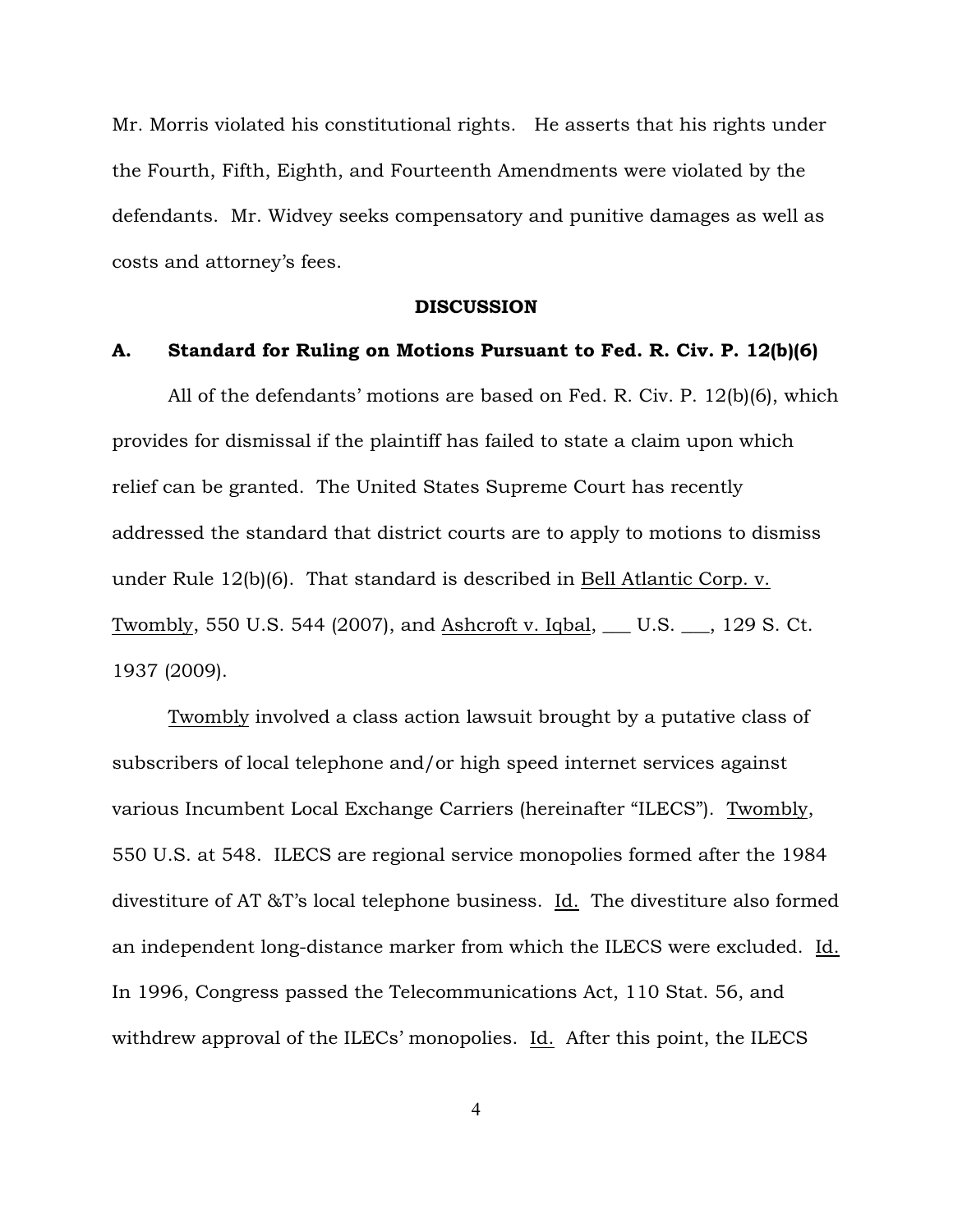Mr. Morris violated his constitutional rights. He asserts that his rights under the Fourth, Fifth, Eighth, and Fourteenth Amendments were violated by the defendants. Mr. Widvey seeks compensatory and punitive damages as well as costs and attorney's fees.

## DISCUSSION

### A. Standard for Ruling on Motions Pursuant to Fed. R. Civ. P. 12(b)(6)

All of the defendants' motions are based on Fed. R. Civ. P. 12(b)(6), which provides for dismissal if the plaintiff has failed to state a claim upon which relief can be granted. The United States Supreme Court has recently addressed the standard that district courts are to apply to motions to dismiss under Rule 12(b)(6). That standard is described in Bell Atlantic Corp. v. Twombly, 550 U.S. 544 (2007), and Ashcroft v. Iqbal, ___ U.S. ___, 129 S. Ct. 1937 (2009).

Twombly involved a class action lawsuit brought by a putative class of subscribers of local telephone and/or high speed internet services against various Incumbent Local Exchange Carriers (hereinafter "ILECS"). Twombly, 550 U.S. at 548. ILECS are regional service monopolies formed after the 1984 divestiture of AT &T's local telephone business. Id. The divestiture also formed an independent long-distance marker from which the ILECS were excluded. Id. In 1996, Congress passed the Telecommunications Act, 110 Stat. 56, and withdrew approval of the ILECs' monopolies. Id. After this point, the ILECS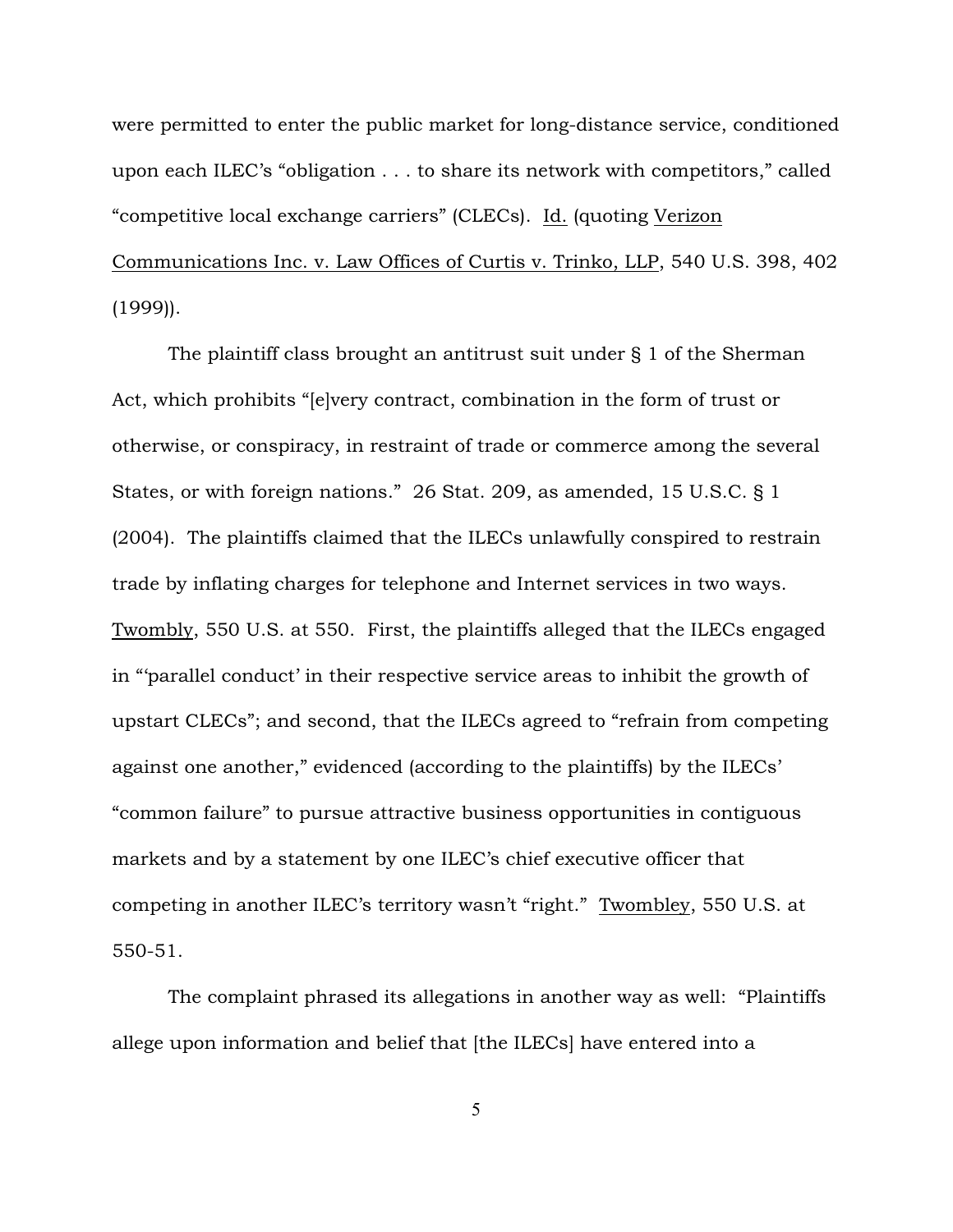were permitted to enter the public market for long-distance service, conditioned upon each ILEC's "obligation . . . to share its network with competitors," called "competitive local exchange carriers" (CLECs). Id. (quoting Verizon Communications Inc. v. Law Offices of Curtis v. Trinko, LLP, 540 U.S. 398, 402 (1999)).

The plaintiff class brought an antitrust suit under § 1 of the Sherman Act, which prohibits "[e]very contract, combination in the form of trust or otherwise, or conspiracy, in restraint of trade or commerce among the several States, or with foreign nations." 26 Stat. 209, as amended, 15 U.S.C. § 1 (2004). The plaintiffs claimed that the ILECs unlawfully conspired to restrain trade by inflating charges for telephone and Internet services in two ways. Twombly, 550 U.S. at 550. First, the plaintiffs alleged that the ILECs engaged in "'parallel conduct' in their respective service areas to inhibit the growth of upstart CLECs"; and second, that the ILECs agreed to "refrain from competing against one another," evidenced (according to the plaintiffs) by the ILECs' "common failure" to pursue attractive business opportunities in contiguous markets and by a statement by one ILEC's chief executive officer that competing in another ILEC's territory wasn't "right." Twombley, 550 U.S. at 550-51.

The complaint phrased its allegations in another way as well: "Plaintiffs allege upon information and belief that [the ILECs] have entered into a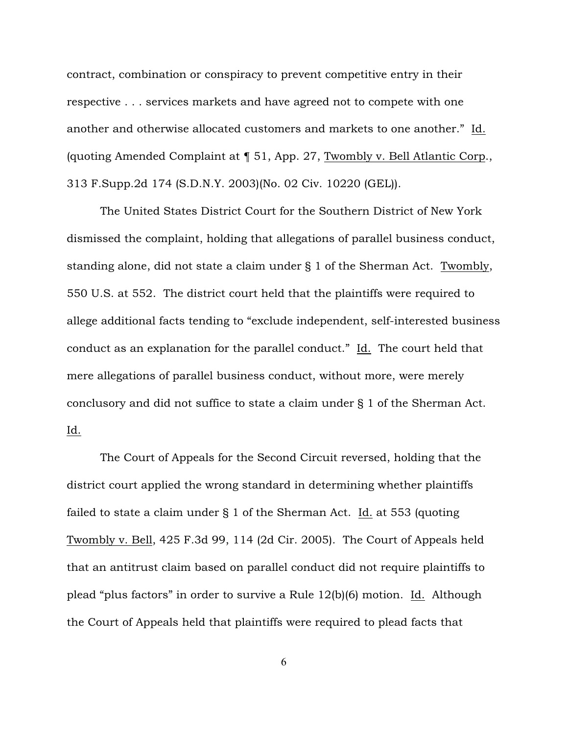contract, combination or conspiracy to prevent competitive entry in their respective . . . services markets and have agreed not to compete with one another and otherwise allocated customers and markets to one another." Id. (quoting Amended Complaint at ¶ 51, App. 27, Twombly v. Bell Atlantic Corp., 313 F.Supp.2d 174 (S.D.N.Y. 2003)(No. 02 Civ. 10220 (GEL)).

The United States District Court for the Southern District of New York dismissed the complaint, holding that allegations of parallel business conduct, standing alone, did not state a claim under § 1 of the Sherman Act. Twombly, 550 U.S. at 552. The district court held that the plaintiffs were required to allege additional facts tending to "exclude independent, self-interested business conduct as an explanation for the parallel conduct." Id. The court held that mere allegations of parallel business conduct, without more, were merely conclusory and did not suffice to state a claim under § 1 of the Sherman Act. Id.

The Court of Appeals for the Second Circuit reversed, holding that the district court applied the wrong standard in determining whether plaintiffs failed to state a claim under § 1 of the Sherman Act. Id. at 553 (quoting Twombly v. Bell, 425 F.3d 99, 114 (2d Cir. 2005). The Court of Appeals held that an antitrust claim based on parallel conduct did not require plaintiffs to plead "plus factors" in order to survive a Rule 12(b)(6) motion. Id. Although the Court of Appeals held that plaintiffs were required to plead facts that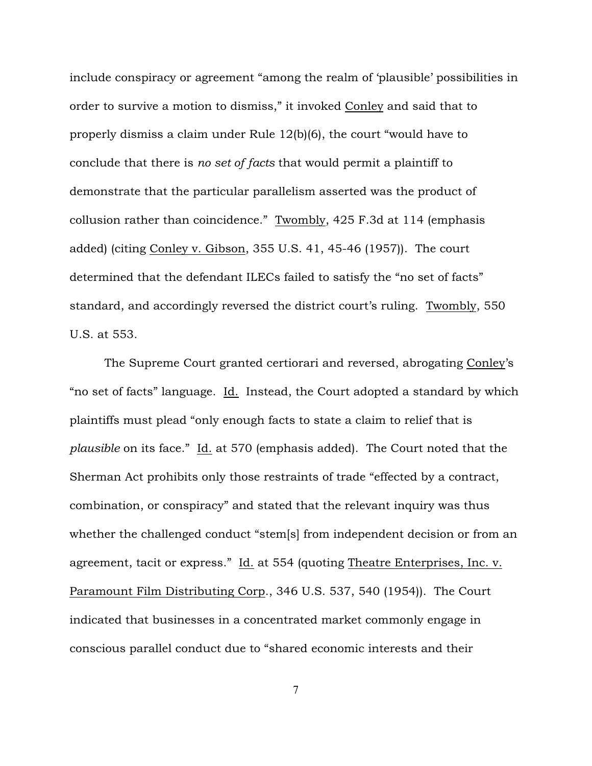include conspiracy or agreement "among the realm of 'plausible' possibilities in order to survive a motion to dismiss," it invoked Conley and said that to properly dismiss a claim under Rule 12(b)(6), the court "would have to conclude that there is *no set of facts* that would permit a plaintiff to demonstrate that the particular parallelism asserted was the product of collusion rather than coincidence." Twombly, 425 F.3d at 114 (emphasis added) (citing Conley v. Gibson, 355 U.S. 41, 45-46 (1957)). The court determined that the defendant ILECs failed to satisfy the "no set of facts" standard, and accordingly reversed the district court's ruling. Twombly, 550 U.S. at 553.

The Supreme Court granted certiorari and reversed, abrogating Conley's "no set of facts" language. Id. Instead, the Court adopted a standard by which plaintiffs must plead "only enough facts to state a claim to relief that is *plausible* on its face." Id. at 570 (emphasis added). The Court noted that the Sherman Act prohibits only those restraints of trade "effected by a contract, combination, or conspiracy" and stated that the relevant inquiry was thus whether the challenged conduct "stem[s] from independent decision or from an agreement, tacit or express." Id. at 554 (quoting Theatre Enterprises, Inc. v. Paramount Film Distributing Corp., 346 U.S. 537, 540 (1954)). The Court indicated that businesses in a concentrated market commonly engage in conscious parallel conduct due to "shared economic interests and their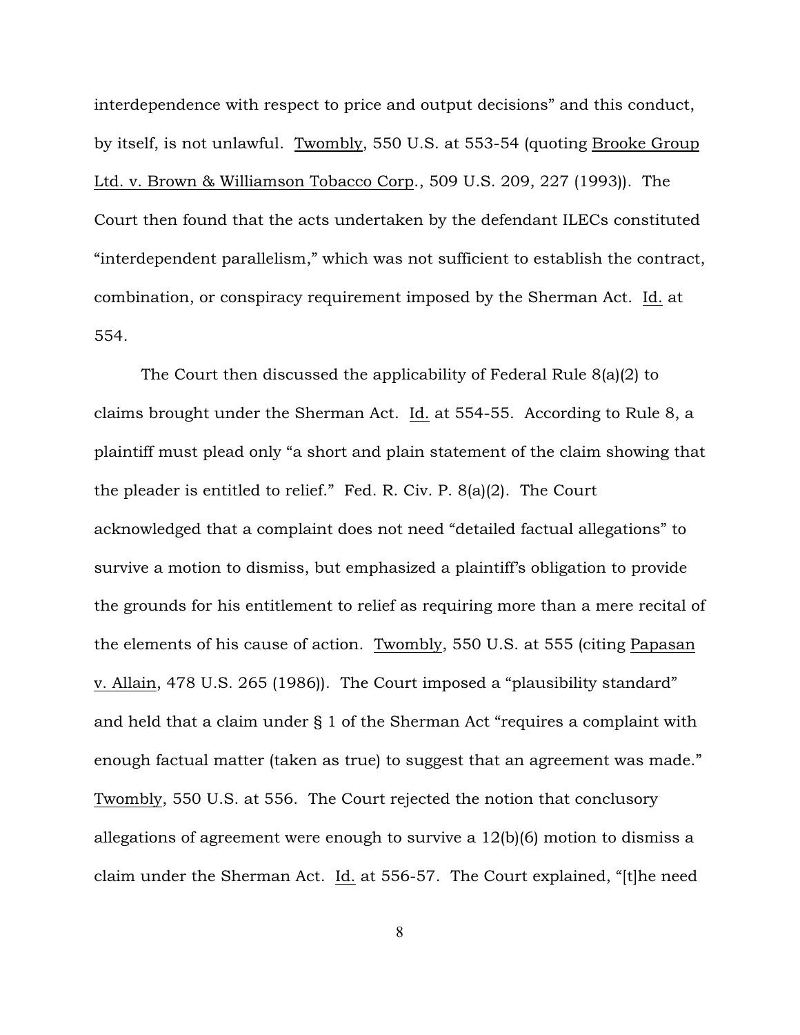interdependence with respect to price and output decisions" and this conduct, by itself, is not unlawful. Twombly, 550 U.S. at 553-54 (quoting Brooke Group Ltd. v. Brown & Williamson Tobacco Corp., 509 U.S. 209, 227 (1993)). The Court then found that the acts undertaken by the defendant ILECs constituted "interdependent parallelism," which was not sufficient to establish the contract, combination, or conspiracy requirement imposed by the Sherman Act. Id. at 554.

The Court then discussed the applicability of Federal Rule 8(a)(2) to claims brought under the Sherman Act. Id. at 554-55. According to Rule 8, a plaintiff must plead only "a short and plain statement of the claim showing that the pleader is entitled to relief." Fed. R. Civ. P. 8(a)(2). The Court acknowledged that a complaint does not need "detailed factual allegations" to survive a motion to dismiss, but emphasized a plaintiff's obligation to provide the grounds for his entitlement to relief as requiring more than a mere recital of the elements of his cause of action. Twombly, 550 U.S. at 555 (citing Papasan v. Allain, 478 U.S. 265 (1986)). The Court imposed a "plausibility standard" and held that a claim under § 1 of the Sherman Act "requires a complaint with enough factual matter (taken as true) to suggest that an agreement was made." Twombly, 550 U.S. at 556. The Court rejected the notion that conclusory allegations of agreement were enough to survive a 12(b)(6) motion to dismiss a claim under the Sherman Act. Id. at 556-57. The Court explained, "[t]he need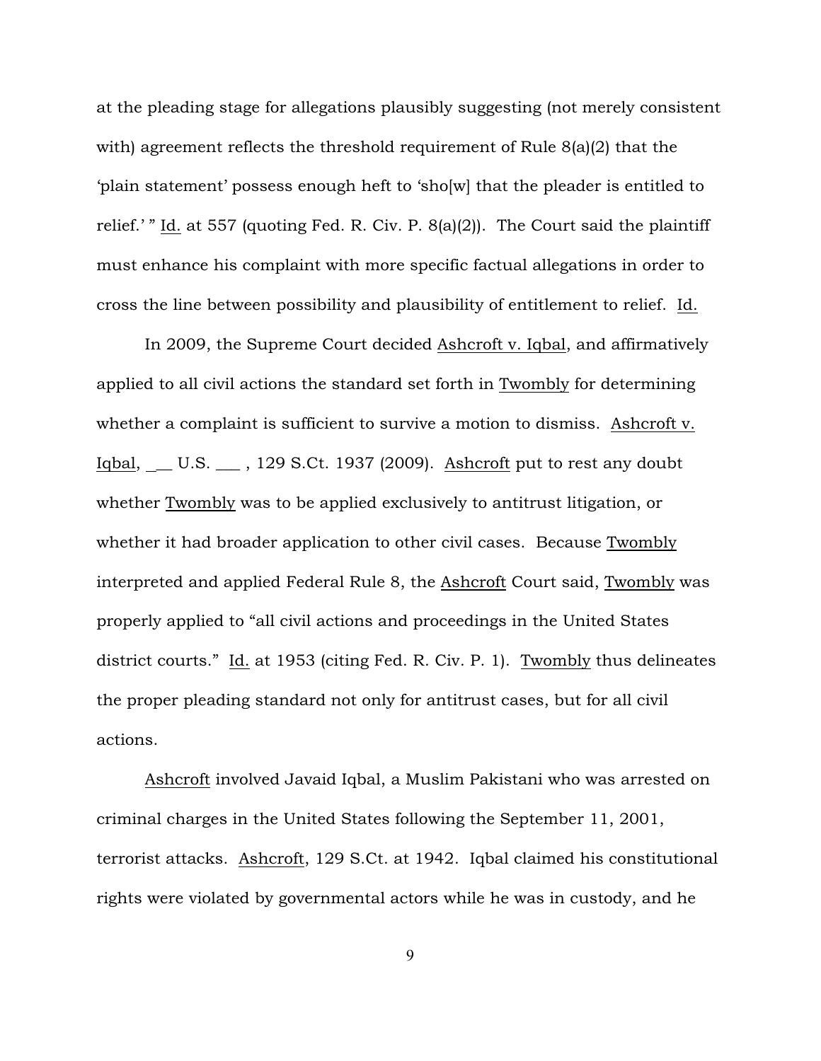at the pleading stage for allegations plausibly suggesting (not merely consistent with) agreement reflects the threshold requirement of Rule 8(a)(2) that the 'plain statement' possess enough heft to 'sho[w] that the pleader is entitled to relief.' " Id. at 557 (quoting Fed. R. Civ. P. 8(a)(2)). The Court said the plaintiff must enhance his complaint with more specific factual allegations in order to cross the line between possibility and plausibility of entitlement to relief. Id.

In 2009, the Supreme Court decided Ashcroft v. Iqbal, and affirmatively applied to all civil actions the standard set forth in Twombly for determining whether a complaint is sufficient to survive a motion to dismiss. Ashcroft v. Iqbal, ___ U.S. ___ , 129 S.Ct. 1937 (2009). Ashcroft put to rest any doubt whether Twombly was to be applied exclusively to antitrust litigation, or whether it had broader application to other civil cases. Because Twombly interpreted and applied Federal Rule 8, the Ashcroft Court said, Twombly was properly applied to "all civil actions and proceedings in the United States district courts." Id. at 1953 (citing Fed. R. Civ. P. 1). Twombly thus delineates the proper pleading standard not only for antitrust cases, but for all civil actions.

Ashcroft involved Javaid Iqbal, a Muslim Pakistani who was arrested on criminal charges in the United States following the September 11, 2001, terrorist attacks. Ashcroft, 129 S.Ct. at 1942. Iqbal claimed his constitutional rights were violated by governmental actors while he was in custody, and he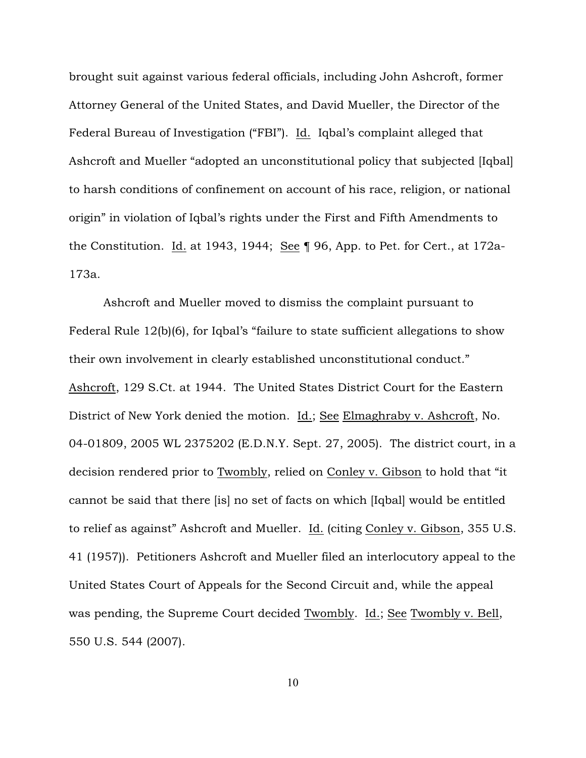brought suit against various federal officials, including John Ashcroft, former Attorney General of the United States, and David Mueller, the Director of the Federal Bureau of Investigation ("FBI"). Id. Iqbal's complaint alleged that Ashcroft and Mueller "adopted an unconstitutional policy that subjected [Iqbal] to harsh conditions of confinement on account of his race, religion, or national origin" in violation of Iqbal's rights under the First and Fifth Amendments to the Constitution. Id. at 1943, 1944; See ¶ 96, App. to Pet. for Cert., at 172a-173a.

Ashcroft and Mueller moved to dismiss the complaint pursuant to Federal Rule 12(b)(6), for Iqbal's "failure to state sufficient allegations to show their own involvement in clearly established unconstitutional conduct." Ashcroft, 129 S.Ct. at 1944. The United States District Court for the Eastern District of New York denied the motion. Id.; See Elmaghraby v. Ashcroft, No. 04-01809, 2005 WL 2375202 (E.D.N.Y. Sept. 27, 2005). The district court, in a decision rendered prior to Twombly, relied on Conley v. Gibson to hold that "it cannot be said that there [is] no set of facts on which [Iqbal] would be entitled to relief as against" Ashcroft and Mueller. Id. (citing Conley v. Gibson, 355 U.S. 41 (1957)). Petitioners Ashcroft and Mueller filed an interlocutory appeal to the United States Court of Appeals for the Second Circuit and, while the appeal was pending, the Supreme Court decided Twombly. Id.; See Twombly v. Bell, 550 U.S. 544 (2007).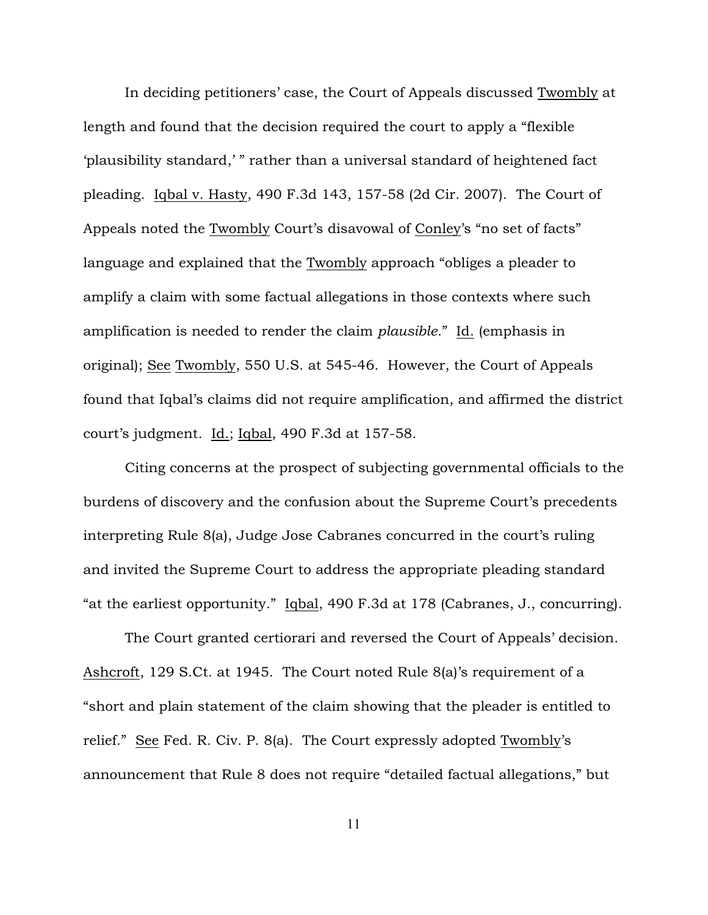In deciding petitioners' case, the Court of Appeals discussed Twombly at length and found that the decision required the court to apply a "flexible 'plausibility standard,' " rather than a universal standard of heightened fact pleading. Iqbal v. Hasty, 490 F.3d 143, 157-58 (2d Cir. 2007). The Court of Appeals noted the Twombly Court's disavowal of Conley's "no set of facts" language and explained that the Twombly approach "obliges a pleader to amplify a claim with some factual allegations in those contexts where such amplification is needed to render the claim *plausible*." Id. (emphasis in original); See Twombly, 550 U.S. at 545-46. However, the Court of Appeals found that Iqbal's claims did not require amplification, and affirmed the district court's judgment. Id.; Iqbal, 490 F.3d at 157-58.

Citing concerns at the prospect of subjecting governmental officials to the burdens of discovery and the confusion about the Supreme Court's precedents interpreting Rule 8(a), Judge Jose Cabranes concurred in the court's ruling and invited the Supreme Court to address the appropriate pleading standard "at the earliest opportunity." Iqbal, 490 F.3d at 178 (Cabranes, J., concurring).

The Court granted certiorari and reversed the Court of Appeals' decision. Ashcroft, 129 S.Ct. at 1945. The Court noted Rule 8(a)'s requirement of a "short and plain statement of the claim showing that the pleader is entitled to relief." See Fed. R. Civ. P. 8(a). The Court expressly adopted Twombly's announcement that Rule 8 does not require "detailed factual allegations," but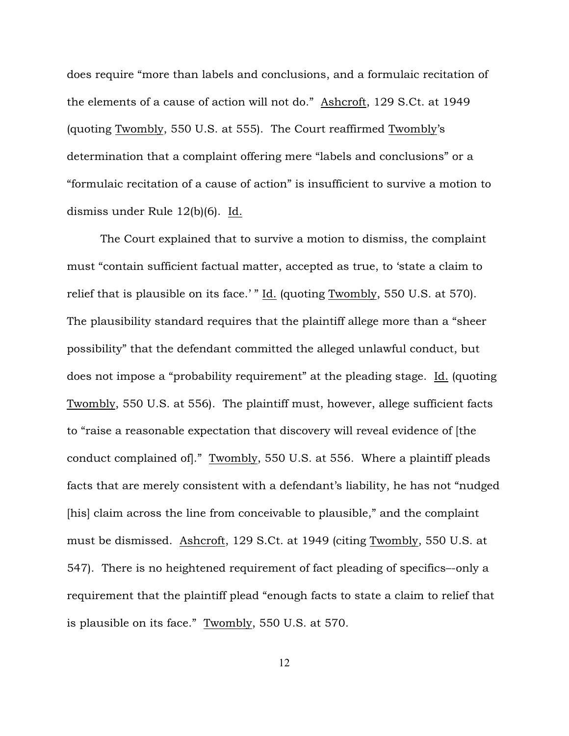does require "more than labels and conclusions, and a formulaic recitation of the elements of a cause of action will not do." Ashcroft, 129 S.Ct. at 1949 (quoting Twombly, 550 U.S. at 555). The Court reaffirmed Twombly's determination that a complaint offering mere "labels and conclusions" or a "formulaic recitation of a cause of action" is insufficient to survive a motion to dismiss under Rule 12(b)(6). Id.

The Court explained that to survive a motion to dismiss, the complaint must "contain sufficient factual matter, accepted as true, to 'state a claim to relief that is plausible on its face.' " Id. (quoting Twombly, 550 U.S. at 570). The plausibility standard requires that the plaintiff allege more than a "sheer possibility" that the defendant committed the alleged unlawful conduct, but does not impose a "probability requirement" at the pleading stage. Id. (quoting Twombly, 550 U.S. at 556). The plaintiff must, however, allege sufficient facts to "raise a reasonable expectation that discovery will reveal evidence of [the conduct complained of]." Twombly, 550 U.S. at 556. Where a plaintiff pleads facts that are merely consistent with a defendant's liability, he has not "nudged [his] claim across the line from conceivable to plausible," and the complaint must be dismissed. Ashcroft, 129 S.Ct. at 1949 (citing Twombly, 550 U.S. at 547). There is no heightened requirement of fact pleading of specifics–-only a requirement that the plaintiff plead "enough facts to state a claim to relief that is plausible on its face." Twombly, 550 U.S. at 570.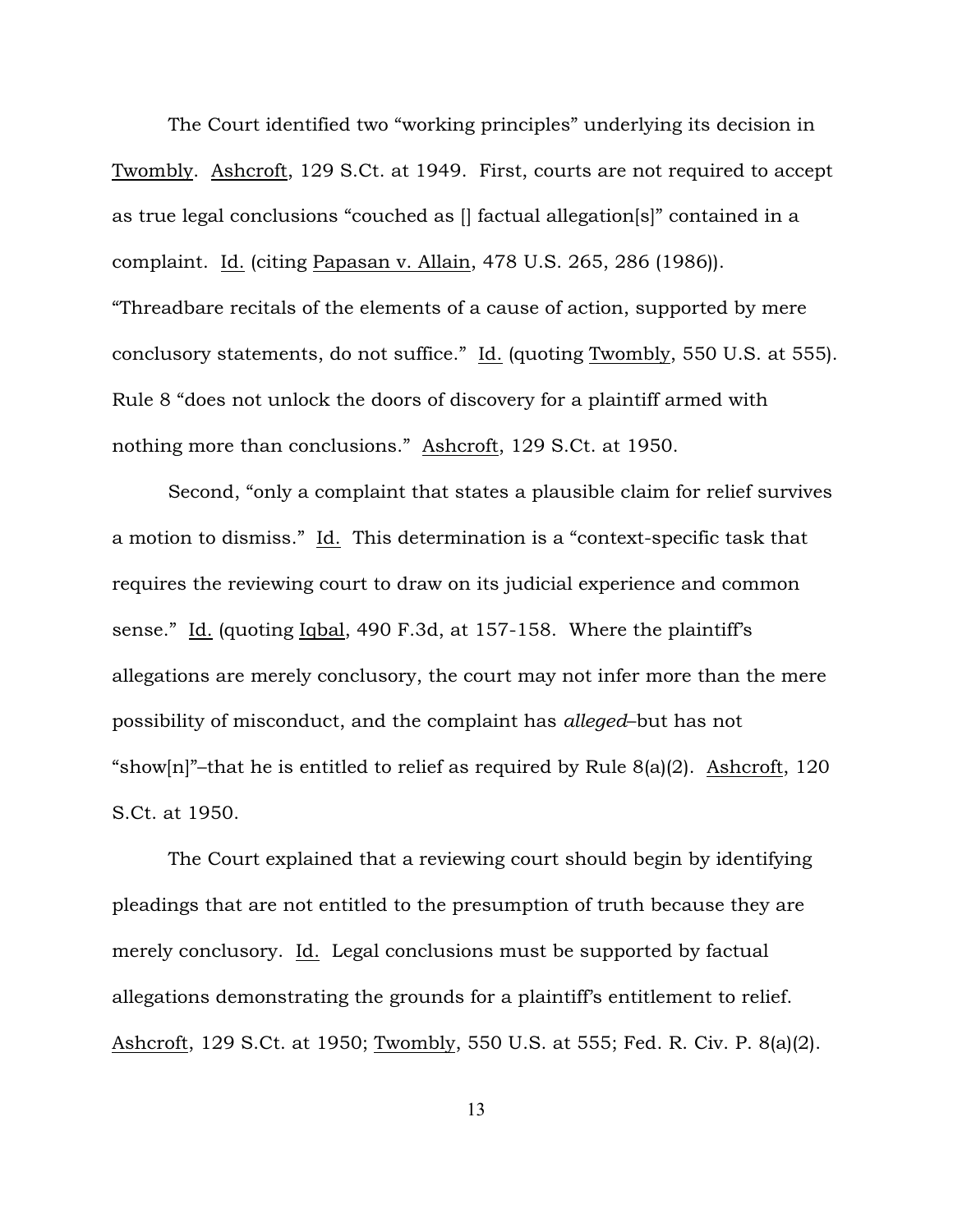The Court identified two "working principles" underlying its decision in Twombly. Ashcroft, 129 S.Ct. at 1949. First, courts are not required to accept as true legal conclusions "couched as [] factual allegation[s]" contained in a complaint. Id. (citing Papasan v. Allain, 478 U.S. 265, 286 (1986)). "Threadbare recitals of the elements of a cause of action, supported by mere conclusory statements, do not suffice." Id. (quoting Twombly, 550 U.S. at 555). Rule 8 "does not unlock the doors of discovery for a plaintiff armed with nothing more than conclusions." Ashcroft, 129 S.Ct. at 1950.

Second, "only a complaint that states a plausible claim for relief survives a motion to dismiss." Id. This determination is a "context-specific task that requires the reviewing court to draw on its judicial experience and common sense." Id. (quoting Iqbal, 490 F.3d, at 157-158. Where the plaintiff's allegations are merely conclusory, the court may not infer more than the mere possibility of misconduct, and the complaint has *alleged*–but has not "show[n]"–that he is entitled to relief as required by Rule 8(a)(2). Ashcroft, 120 S.Ct. at 1950.

The Court explained that a reviewing court should begin by identifying pleadings that are not entitled to the presumption of truth because they are merely conclusory. Id. Legal conclusions must be supported by factual allegations demonstrating the grounds for a plaintiff's entitlement to relief. Ashcroft, 129 S.Ct. at 1950; Twombly, 550 U.S. at 555; Fed. R. Civ. P. 8(a)(2).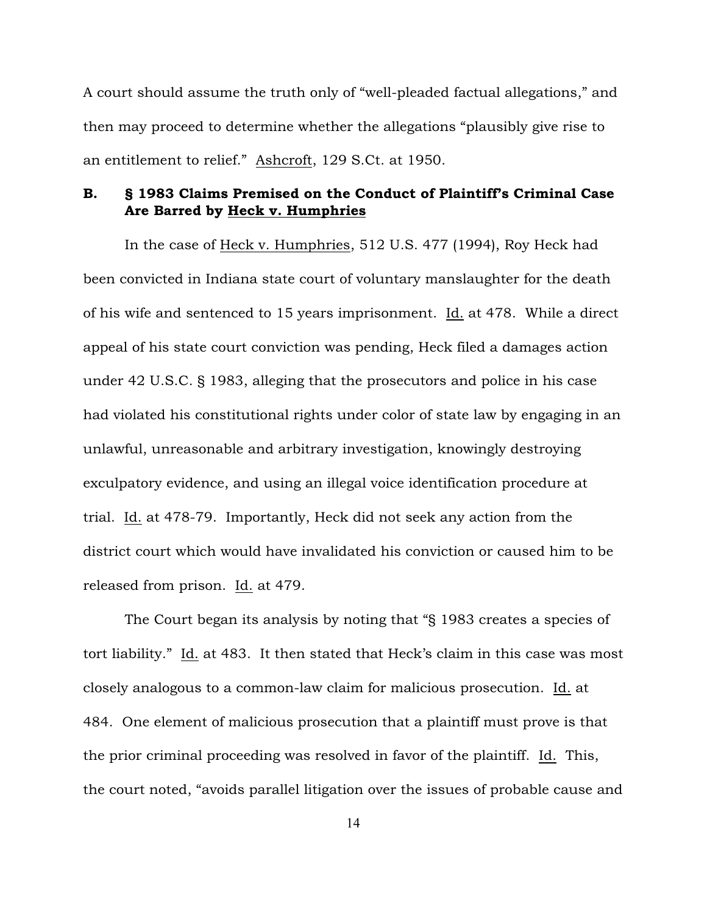A court should assume the truth only of "well-pleaded factual allegations," and then may proceed to determine whether the allegations "plausibly give rise to an entitlement to relief." Ashcroft, 129 S.Ct. at 1950.

## B. § 1983 Claims Premised on the Conduct of Plaintiff's Criminal Case Are Barred by Heck v. Humphries

In the case of Heck v. Humphries, 512 U.S. 477 (1994), Roy Heck had been convicted in Indiana state court of voluntary manslaughter for the death of his wife and sentenced to 15 years imprisonment. Id. at 478. While a direct appeal of his state court conviction was pending, Heck filed a damages action under 42 U.S.C. § 1983, alleging that the prosecutors and police in his case had violated his constitutional rights under color of state law by engaging in an unlawful, unreasonable and arbitrary investigation, knowingly destroying exculpatory evidence, and using an illegal voice identification procedure at trial. Id. at 478-79. Importantly, Heck did not seek any action from the district court which would have invalidated his conviction or caused him to be released from prison. Id. at 479.

The Court began its analysis by noting that "§ 1983 creates a species of tort liability." Id. at 483. It then stated that Heck's claim in this case was most closely analogous to a common-law claim for malicious prosecution. Id. at 484. One element of malicious prosecution that a plaintiff must prove is that the prior criminal proceeding was resolved in favor of the plaintiff. Id. This, the court noted, "avoids parallel litigation over the issues of probable cause and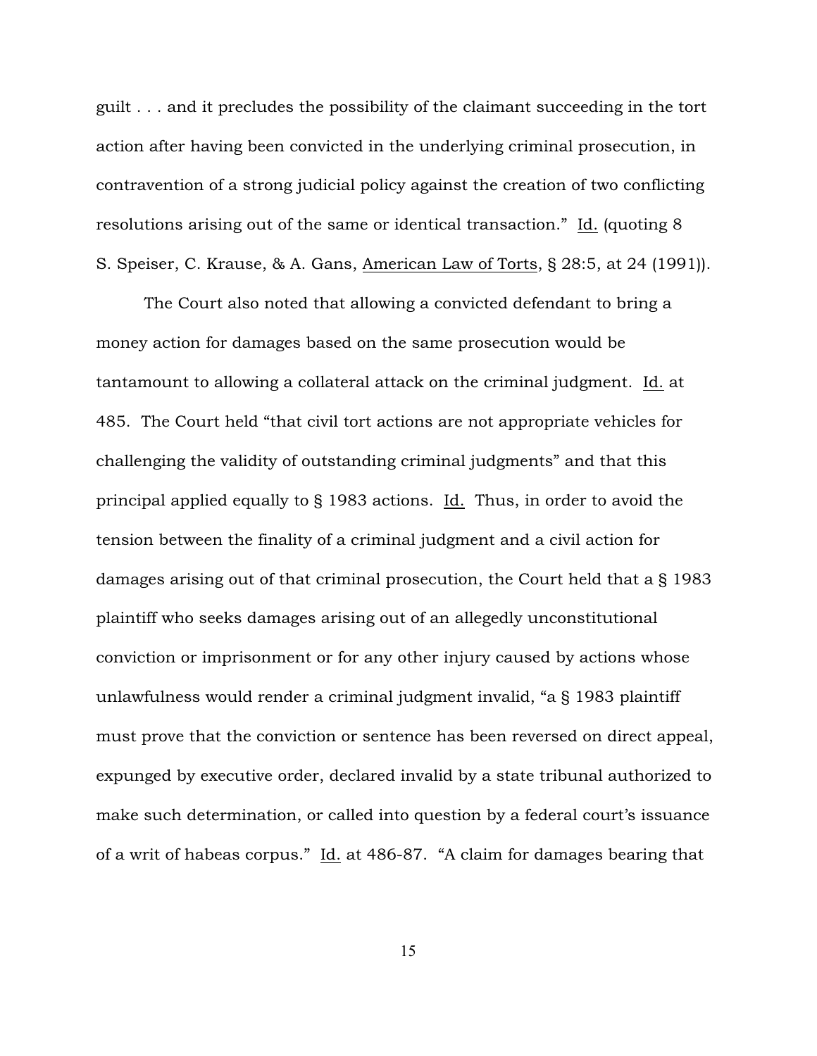guilt . . . and it precludes the possibility of the claimant succeeding in the tort action after having been convicted in the underlying criminal prosecution, in contravention of a strong judicial policy against the creation of two conflicting resolutions arising out of the same or identical transaction." Id. (quoting 8 S. Speiser, C. Krause, & A. Gans, American Law of Torts, § 28:5, at 24 (1991)).

The Court also noted that allowing a convicted defendant to bring a money action for damages based on the same prosecution would be tantamount to allowing a collateral attack on the criminal judgment. Id. at 485. The Court held "that civil tort actions are not appropriate vehicles for challenging the validity of outstanding criminal judgments" and that this principal applied equally to § 1983 actions. Id. Thus, in order to avoid the tension between the finality of a criminal judgment and a civil action for damages arising out of that criminal prosecution, the Court held that a § 1983 plaintiff who seeks damages arising out of an allegedly unconstitutional conviction or imprisonment or for any other injury caused by actions whose unlawfulness would render a criminal judgment invalid, "a § 1983 plaintiff must prove that the conviction or sentence has been reversed on direct appeal, expunged by executive order, declared invalid by a state tribunal authorized to make such determination, or called into question by a federal court's issuance of a writ of habeas corpus." Id. at 486-87. "A claim for damages bearing that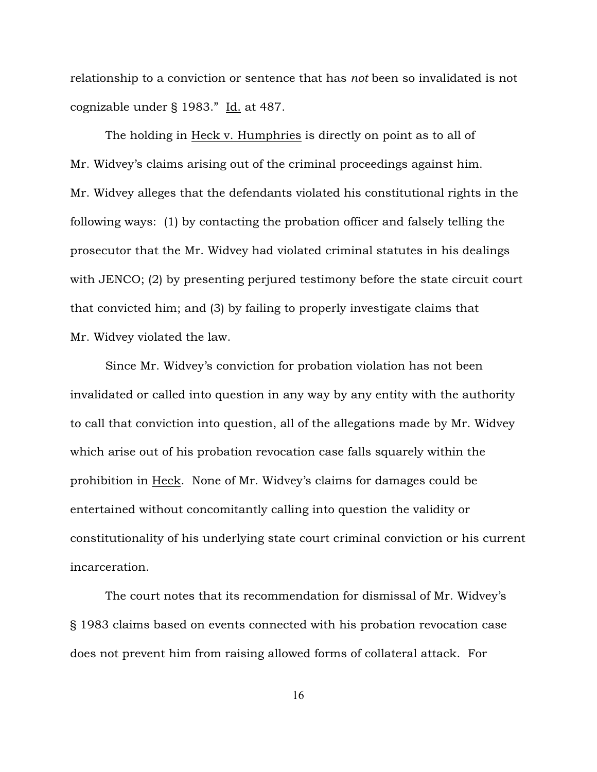relationship to a conviction or sentence that has *not* been so invalidated is not cognizable under § 1983." Id. at 487.

The holding in Heck v. Humphries is directly on point as to all of Mr. Widvey's claims arising out of the criminal proceedings against him. Mr. Widvey alleges that the defendants violated his constitutional rights in the following ways: (1) by contacting the probation officer and falsely telling the prosecutor that the Mr. Widvey had violated criminal statutes in his dealings with JENCO; (2) by presenting perjured testimony before the state circuit court that convicted him; and (3) by failing to properly investigate claims that Mr. Widvey violated the law.

Since Mr. Widvey's conviction for probation violation has not been invalidated or called into question in any way by any entity with the authority to call that conviction into question, all of the allegations made by Mr. Widvey which arise out of his probation revocation case falls squarely within the prohibition in Heck. None of Mr. Widvey's claims for damages could be entertained without concomitantly calling into question the validity or constitutionality of his underlying state court criminal conviction or his current incarceration.

The court notes that its recommendation for dismissal of Mr. Widvey's § 1983 claims based on events connected with his probation revocation case does not prevent him from raising allowed forms of collateral attack. For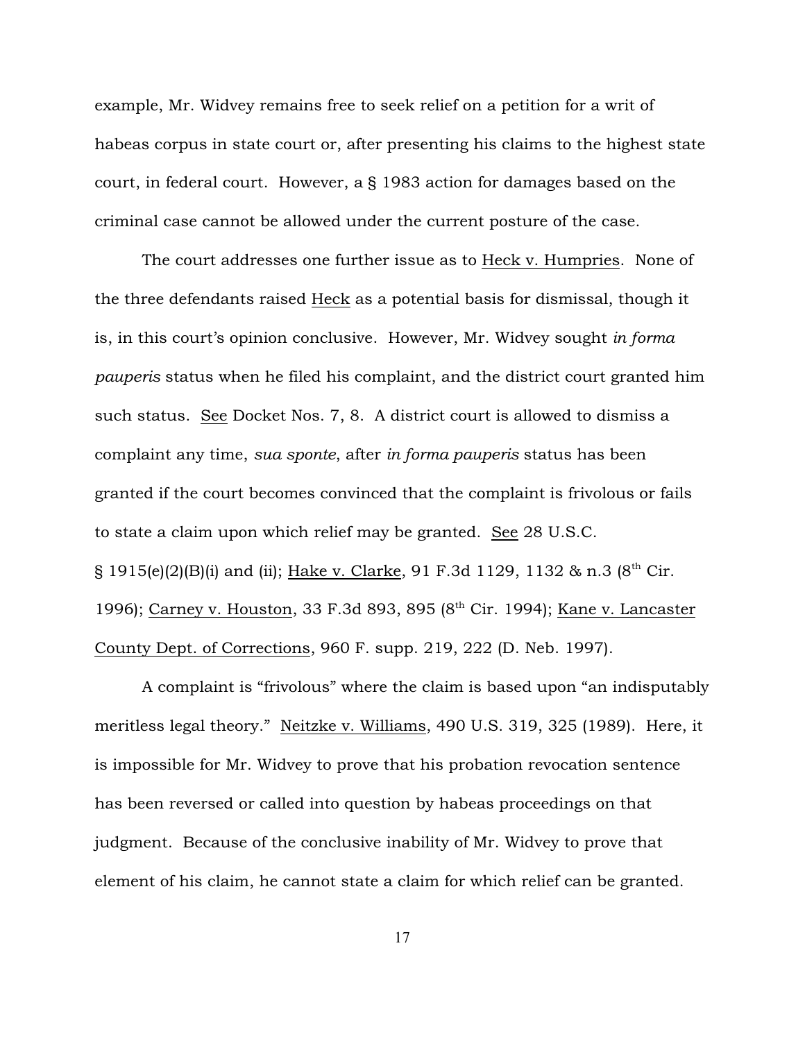example, Mr. Widvey remains free to seek relief on a petition for a writ of habeas corpus in state court or, after presenting his claims to the highest state court, in federal court. However, a § 1983 action for damages based on the criminal case cannot be allowed under the current posture of the case.

The court addresses one further issue as to Heck v. Humpries. None of the three defendants raised Heck as a potential basis for dismissal, though it is, in this court's opinion conclusive. However, Mr. Widvey sought *in forma pauperis* status when he filed his complaint, and the district court granted him such status. See Docket Nos. 7, 8. A district court is allowed to dismiss a complaint any time, *sua sponte*, after *in forma pauperis* status has been granted if the court becomes convinced that the complaint is frivolous or fails to state a claim upon which relief may be granted. See 28 U.S.C. § 1915(e)(2)(B)(i) and (ii); Hake v. Clarke, 91 F.3d 1129, 1132 & n.3 (8th Cir. 1996); Carney v. Houston, 33 F.3d 893, 895 (8th Cir. 1994); Kane v. Lancaster County Dept. of Corrections, 960 F. supp. 219, 222 (D. Neb. 1997).

A complaint is "frivolous" where the claim is based upon "an indisputably meritless legal theory." Neitzke v. Williams, 490 U.S. 319, 325 (1989). Here, it is impossible for Mr. Widvey to prove that his probation revocation sentence has been reversed or called into question by habeas proceedings on that judgment. Because of the conclusive inability of Mr. Widvey to prove that element of his claim, he cannot state a claim for which relief can be granted.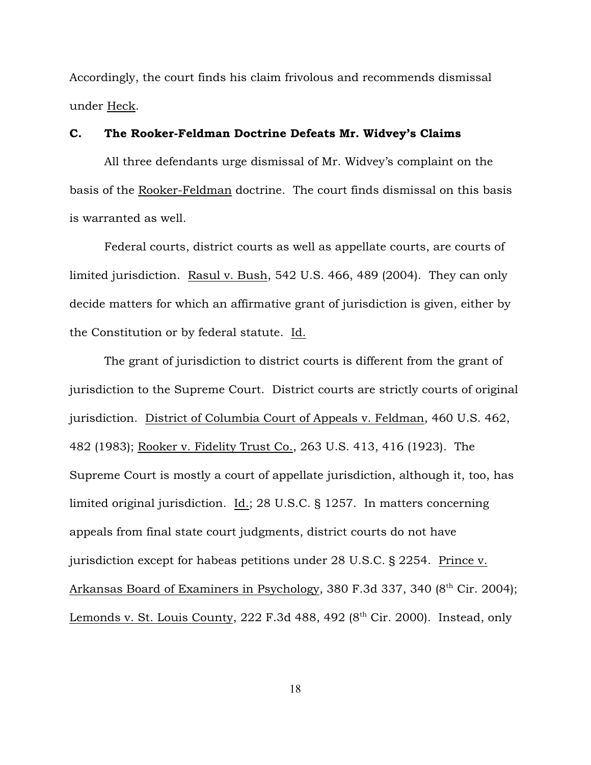Accordingly, the court finds his claim frivolous and recommends dismissal under Heck.

### C. The Rooker-Feldman Doctrine Defeats Mr. Widvey's Claims

All three defendants urge dismissal of Mr. Widvey's complaint on the basis of the Rooker-Feldman doctrine. The court finds dismissal on this basis is warranted as well.

Federal courts, district courts as well as appellate courts, are courts of limited jurisdiction. Rasul v. Bush, 542 U.S. 466, 489 (2004). They can only decide matters for which an affirmative grant of jurisdiction is given, either by the Constitution or by federal statute. Id.

The grant of jurisdiction to district courts is different from the grant of jurisdiction to the Supreme Court. District courts are strictly courts of original jurisdiction. District of Columbia Court of Appeals v. Feldman, 460 U.S. 462, 482 (1983); Rooker v. Fidelity Trust Co., 263 U.S. 413, 416 (1923). The Supreme Court is mostly a court of appellate jurisdiction, although it, too, has limited original jurisdiction. Id.; 28 U.S.C. § 1257. In matters concerning appeals from final state court judgments, district courts do not have jurisdiction except for habeas petitions under 28 U.S.C. § 2254. Prince v. Arkansas Board of Examiners in Psychology, 380 F.3d 337, 340 (8th Cir. 2004); Lemonds v. St. Louis County, 222 F.3d 488, 492 (8th Cir. 2000). Instead, only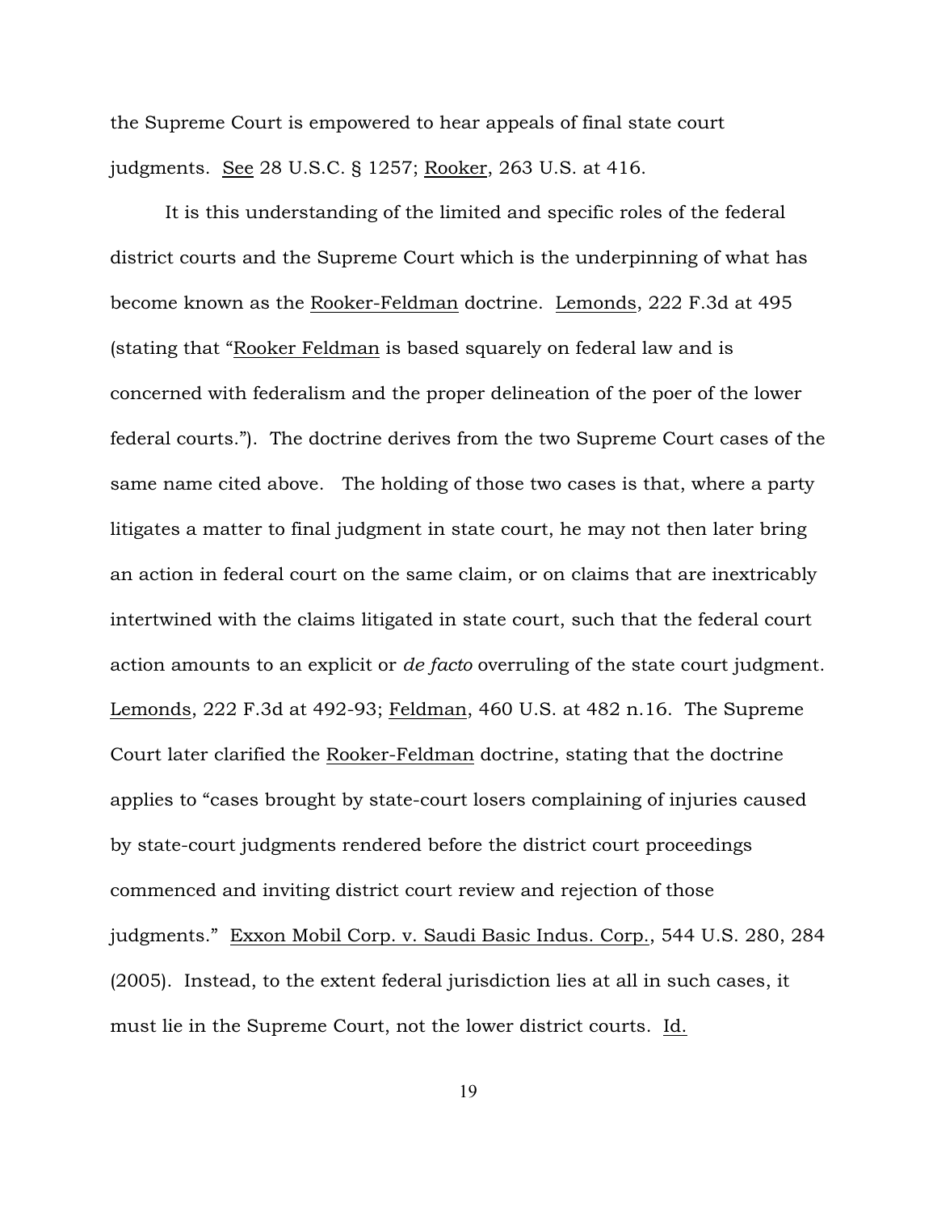the Supreme Court is empowered to hear appeals of final state court judgments. See 28 U.S.C. § 1257; Rooker, 263 U.S. at 416.

It is this understanding of the limited and specific roles of the federal district courts and the Supreme Court which is the underpinning of what has become known as the Rooker-Feldman doctrine. Lemonds, 222 F.3d at 495 (stating that "Rooker Feldman is based squarely on federal law and is concerned with federalism and the proper delineation of the poer of the lower federal courts."). The doctrine derives from the two Supreme Court cases of the same name cited above. The holding of those two cases is that, where a party litigates a matter to final judgment in state court, he may not then later bring an action in federal court on the same claim, or on claims that are inextricably intertwined with the claims litigated in state court, such that the federal court action amounts to an explicit or *de facto* overruling of the state court judgment. Lemonds, 222 F.3d at 492-93; Feldman, 460 U.S. at 482 n.16. The Supreme Court later clarified the Rooker-Feldman doctrine, stating that the doctrine applies to "cases brought by state-court losers complaining of injuries caused by state-court judgments rendered before the district court proceedings commenced and inviting district court review and rejection of those judgments." Exxon Mobil Corp. v. Saudi Basic Indus. Corp., 544 U.S. 280, 284 (2005). Instead, to the extent federal jurisdiction lies at all in such cases, it must lie in the Supreme Court, not the lower district courts. Id.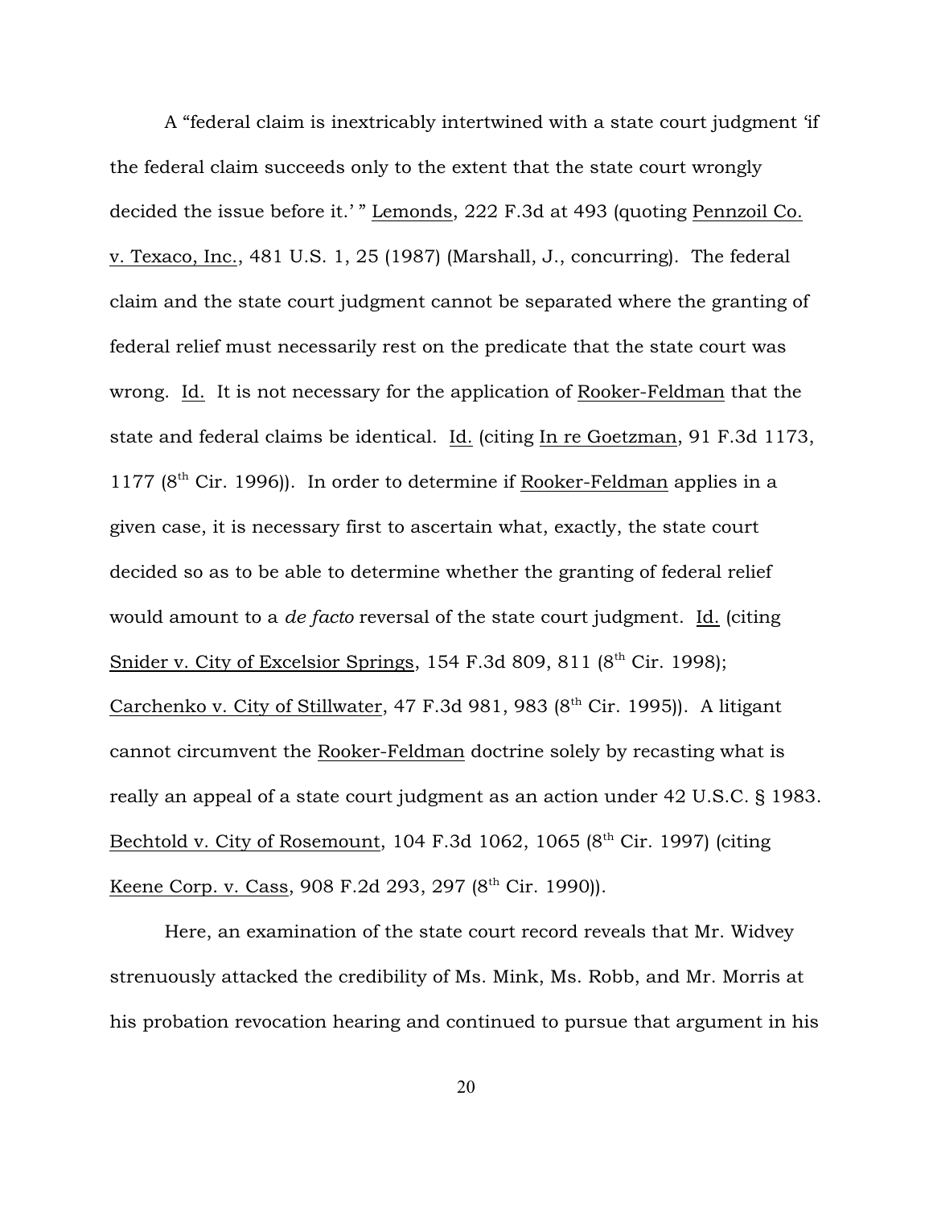A "federal claim is inextricably intertwined with a state court judgment 'if the federal claim succeeds only to the extent that the state court wrongly decided the issue before it.' " Lemonds, 222 F.3d at 493 (quoting Pennzoil Co. v. Texaco, Inc., 481 U.S. 1, 25 (1987) (Marshall, J., concurring). The federal claim and the state court judgment cannot be separated where the granting of federal relief must necessarily rest on the predicate that the state court was wrong. Id. It is not necessary for the application of Rooker-Feldman that the state and federal claims be identical. Id. (citing In re Goetzman, 91 F.3d 1173, 1177 (8th Cir. 1996)). In order to determine if Rooker-Feldman applies in a given case, it is necessary first to ascertain what, exactly, the state court decided so as to be able to determine whether the granting of federal relief would amount to a *de facto* reversal of the state court judgment. Id. (citing Snider v. City of Excelsior Springs, 154 F.3d 809, 811 (8th Cir. 1998); Carchenko v. City of Stillwater, 47 F.3d 981, 983 (8th Cir. 1995)). A litigant cannot circumvent the Rooker-Feldman doctrine solely by recasting what is really an appeal of a state court judgment as an action under 42 U.S.C. § 1983. Bechtold v. City of Rosemount, 104 F.3d 1062, 1065 (8th Cir. 1997) (citing Keene Corp. v. Cass, 908 F.2d 293, 297 (8th Cir. 1990)).

Here, an examination of the state court record reveals that Mr. Widvey strenuously attacked the credibility of Ms. Mink, Ms. Robb, and Mr. Morris at his probation revocation hearing and continued to pursue that argument in his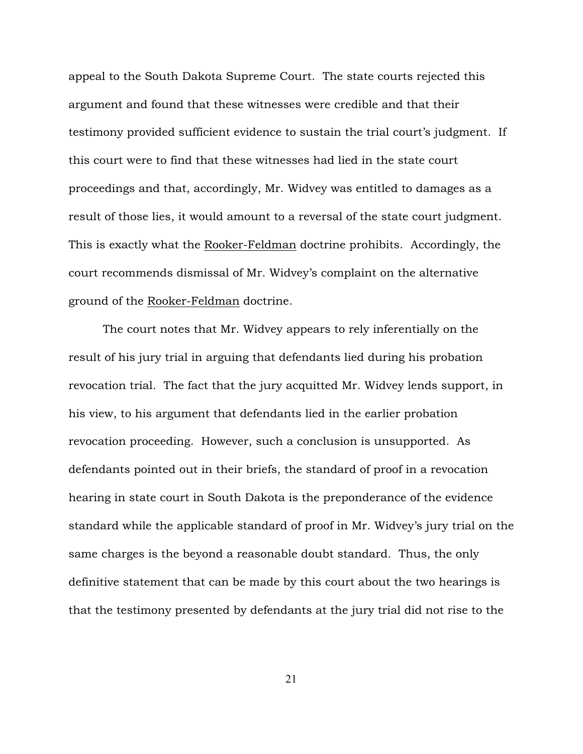appeal to the South Dakota Supreme Court. The state courts rejected this argument and found that these witnesses were credible and that their testimony provided sufficient evidence to sustain the trial court's judgment. If this court were to find that these witnesses had lied in the state court proceedings and that, accordingly, Mr. Widvey was entitled to damages as a result of those lies, it would amount to a reversal of the state court judgment. This is exactly what the Rooker-Feldman doctrine prohibits. Accordingly, the court recommends dismissal of Mr. Widvey's complaint on the alternative ground of the Rooker-Feldman doctrine.

The court notes that Mr. Widvey appears to rely inferentially on the result of his jury trial in arguing that defendants lied during his probation revocation trial. The fact that the jury acquitted Mr. Widvey lends support, in his view, to his argument that defendants lied in the earlier probation revocation proceeding. However, such a conclusion is unsupported. As defendants pointed out in their briefs, the standard of proof in a revocation hearing in state court in South Dakota is the preponderance of the evidence standard while the applicable standard of proof in Mr. Widvey's jury trial on the same charges is the beyond a reasonable doubt standard. Thus, the only definitive statement that can be made by this court about the two hearings is that the testimony presented by defendants at the jury trial did not rise to the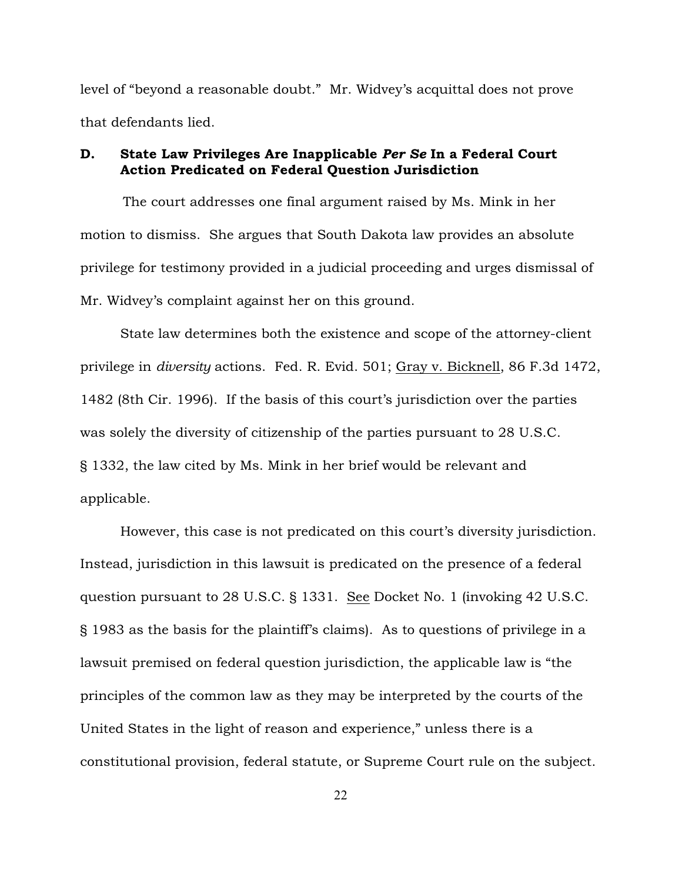level of "beyond a reasonable doubt." Mr. Widvey's acquittal does not prove that defendants lied.

### D. State Law Privileges Are Inapplicable *Per Se* In a Federal Court Action Predicated on Federal Question Jurisdiction

The court addresses one final argument raised by Ms. Mink in her motion to dismiss. She argues that South Dakota law provides an absolute privilege for testimony provided in a judicial proceeding and urges dismissal of Mr. Widvey's complaint against her on this ground.

State law determines both the existence and scope of the attorney-client privilege in *diversity* actions. Fed. R. Evid. 501; Gray v. Bicknell, 86 F.3d 1472, 1482 (8th Cir. 1996). If the basis of this court's jurisdiction over the parties was solely the diversity of citizenship of the parties pursuant to 28 U.S.C. § 1332, the law cited by Ms. Mink in her brief would be relevant and applicable.

However, this case is not predicated on this court's diversity jurisdiction. Instead, jurisdiction in this lawsuit is predicated on the presence of a federal question pursuant to 28 U.S.C. § 1331. See Docket No. 1 (invoking 42 U.S.C. § 1983 as the basis for the plaintiff's claims). As to questions of privilege in a lawsuit premised on federal question jurisdiction, the applicable law is "the principles of the common law as they may be interpreted by the courts of the United States in the light of reason and experience," unless there is a constitutional provision, federal statute, or Supreme Court rule on the subject.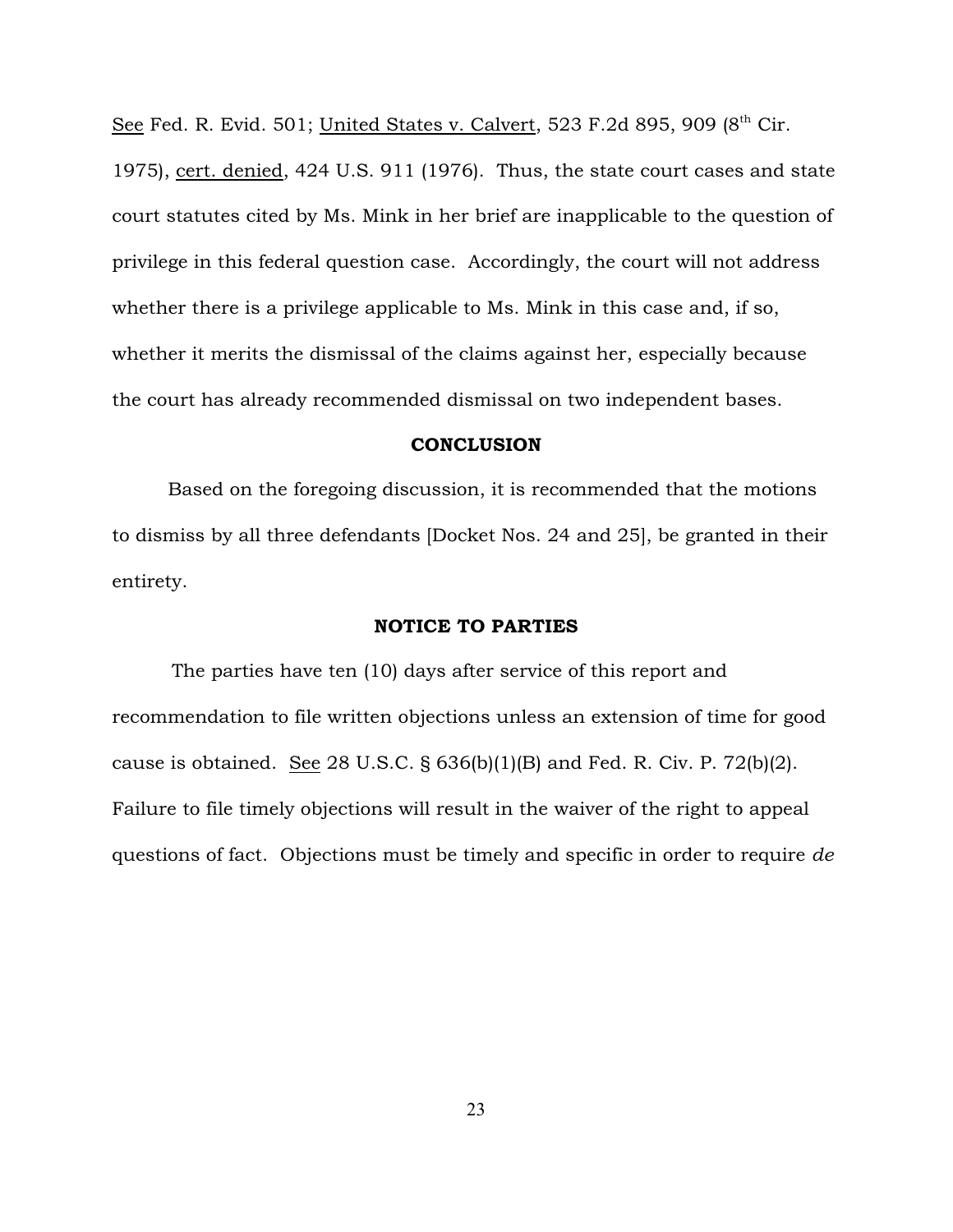See Fed. R. Evid. 501; United States v. Calvert, 523 F.2d 895, 909 (8th Cir. 1975), cert. denied, 424 U.S. 911 (1976). Thus, the state court cases and state court statutes cited by Ms. Mink in her brief are inapplicable to the question of privilege in this federal question case. Accordingly, the court will not address whether there is a privilege applicable to Ms. Mink in this case and, if so, whether it merits the dismissal of the claims against her, especially because the court has already recommended dismissal on two independent bases.

**CONCLUSION**

Based on the foregoing discussion, it is recommended that the motions to dismiss by all three defendants [Docket Nos. 24 and 25], be granted in their entirety.

**NOTICE TO PARTIES**

The parties have ten (10) days after service of this report and recommendation to file written objections unless an extension of time for good cause is obtained. See 28 U.S.C. § 636(b)(1)(B) and Fed. R. Civ. P. 72(b)(2). Failure to file timely objections will result in the waiver of the right to appeal questions of fact. Objections must be timely and specific in order to require *de*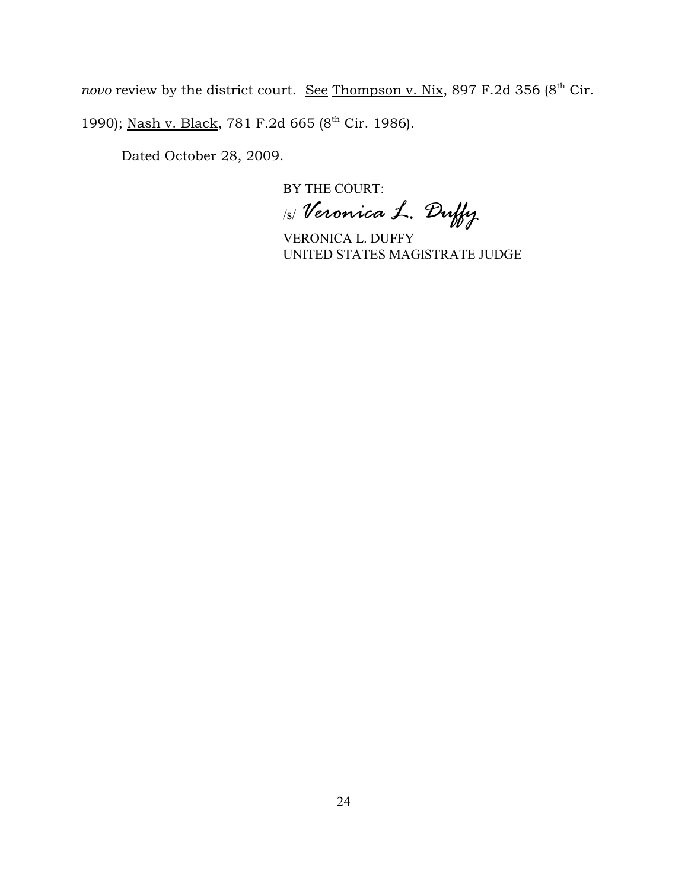*novo* review by the district court. See Thompson v. Nix, 897 F.2d 356 (8th Cir. 1990); Nash v. Black, 781 F.2d 665 (8th Cir. 1986).

Dated October 28, 2009.

BY THE COURT:

/s/ *Veronica L. Duffy*

VERONICA L. DUFFY
UNITED STATES MAGISTRATE JUDGE